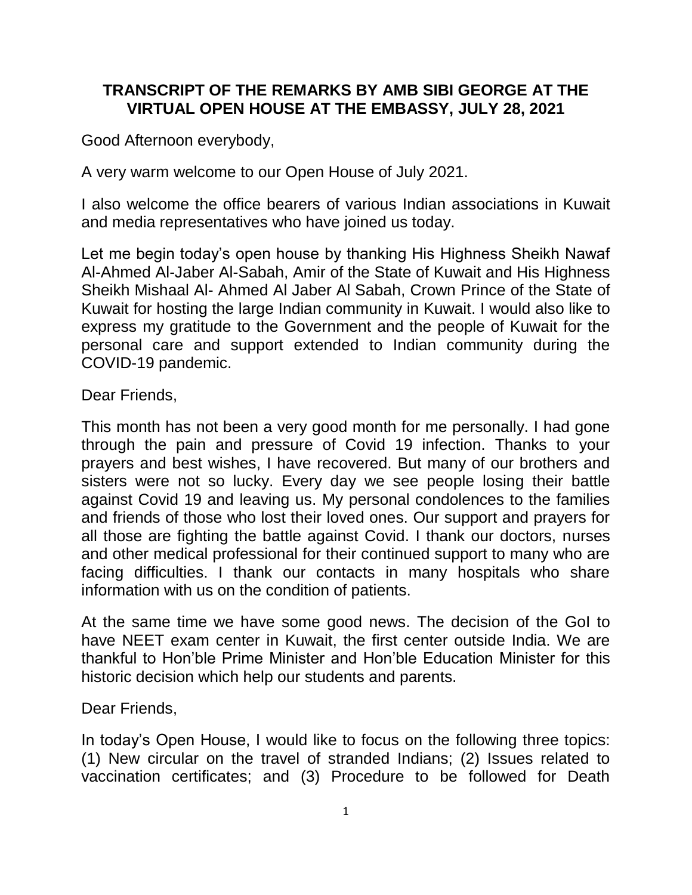**TRANSCRIPT OF THE REMARKS BY AMB SIBI GEORGE AT THE VIRTUAL OPEN HOUSE AT THE EMBASSY, JULY 28, 2021**

Good Afternoon everybody,

A very warm welcome to our Open House of July 2021.

I also welcome the office bearers of various Indian associations in Kuwait and media representatives who have joined us today.

Let me begin today's open house by thanking His Highness Sheikh Nawaf Al-Ahmed Al-Jaber Al-Sabah, Amir of the State of Kuwait and His Highness Sheikh Mishaal Al- Ahmed Al Jaber Al Sabah, Crown Prince of the State of Kuwait for hosting the large Indian community in Kuwait. I would also like to express my gratitude to the Government and the people of Kuwait for the personal care and support extended to Indian community during the COVID-19 pandemic.

Dear Friends,

This month has not been a very good month for me personally. I had gone through the pain and pressure of Covid 19 infection. Thanks to your prayers and best wishes, I have recovered. But many of our brothers and sisters were not so lucky. Every day we see people losing their battle against Covid 19 and leaving us. My personal condolences to the families and friends of those who lost their loved ones. Our support and prayers for all those are fighting the battle against Covid. I thank our doctors, nurses and other medical professional for their continued support to many who are facing difficulties. I thank our contacts in many hospitals who share information with us on the condition of patients.

At the same time we have some good news. The decision of the GoI to have NEET exam center in Kuwait, the first center outside India. We are thankful to Hon'ble Prime Minister and Hon'ble Education Minister for this historic decision which help our students and parents.

Dear Friends,

In today's Open House, I would like to focus on the following three topics: (1) New circular on the travel of stranded Indians; (2) Issues related to vaccination certificates; and (3) Procedure to be followed for Death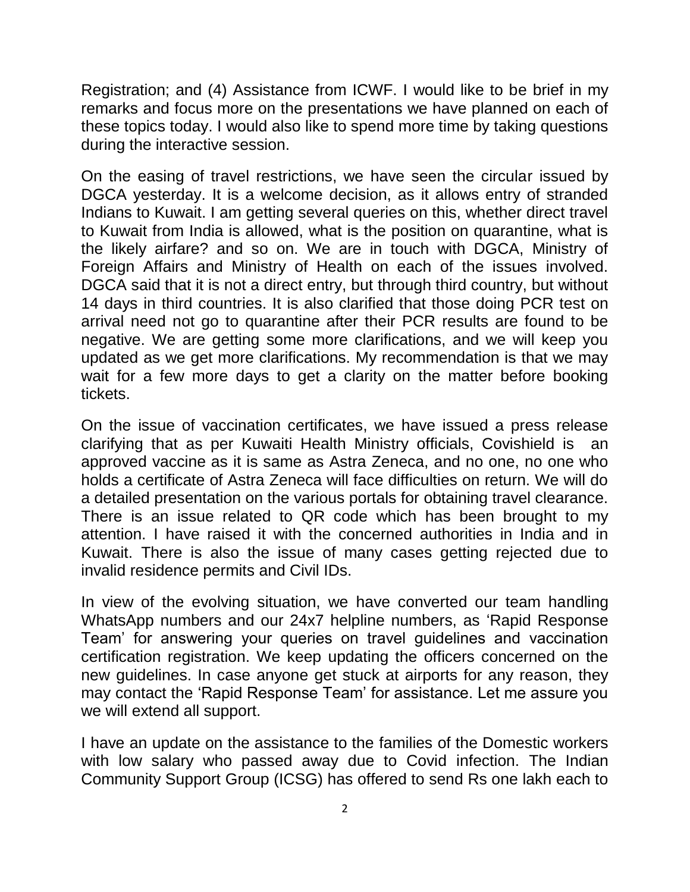Registration; and (4) Assistance from ICWF. I would like to be brief in my remarks and focus more on the presentations we have planned on each of these topics today. I would also like to spend more time by taking questions during the interactive session.

On the easing of travel restrictions, we have seen the circular issued by DGCA yesterday. It is a welcome decision, as it allows entry of stranded Indians to Kuwait. I am getting several queries on this, whether direct travel to Kuwait from India is allowed, what is the position on quarantine, what is the likely airfare? and so on. We are in touch with DGCA, Ministry of Foreign Affairs and Ministry of Health on each of the issues involved. DGCA said that it is not a direct entry, but through third country, but without 14 days in third countries. It is also clarified that those doing PCR test on arrival need not go to quarantine after their PCR results are found to be negative. We are getting some more clarifications, and we will keep you updated as we get more clarifications. My recommendation is that we may wait for a few more days to get a clarity on the matter before booking tickets.

On the issue of vaccination certificates, we have issued a press release clarifying that as per Kuwaiti Health Ministry officials, Covishield is an approved vaccine as it is same as Astra Zeneca, and no one, no one who holds a certificate of Astra Zeneca will face difficulties on return. We will do a detailed presentation on the various portals for obtaining travel clearance. There is an issue related to QR code which has been brought to my attention. I have raised it with the concerned authorities in India and in Kuwait. There is also the issue of many cases getting rejected due to invalid residence permits and Civil IDs.

In view of the evolving situation, we have converted our team handling WhatsApp numbers and our 24x7 helpline numbers, as 'Rapid Response Team' for answering your queries on travel guidelines and vaccination certification registration. We keep updating the officers concerned on the new guidelines. In case anyone get stuck at airports for any reason, they may contact the 'Rapid Response Team' for assistance. Let me assure you we will extend all support.

I have an update on the assistance to the families of the Domestic workers with low salary who passed away due to Covid infection. The Indian Community Support Group (ICSG) has offered to send Rs one lakh each to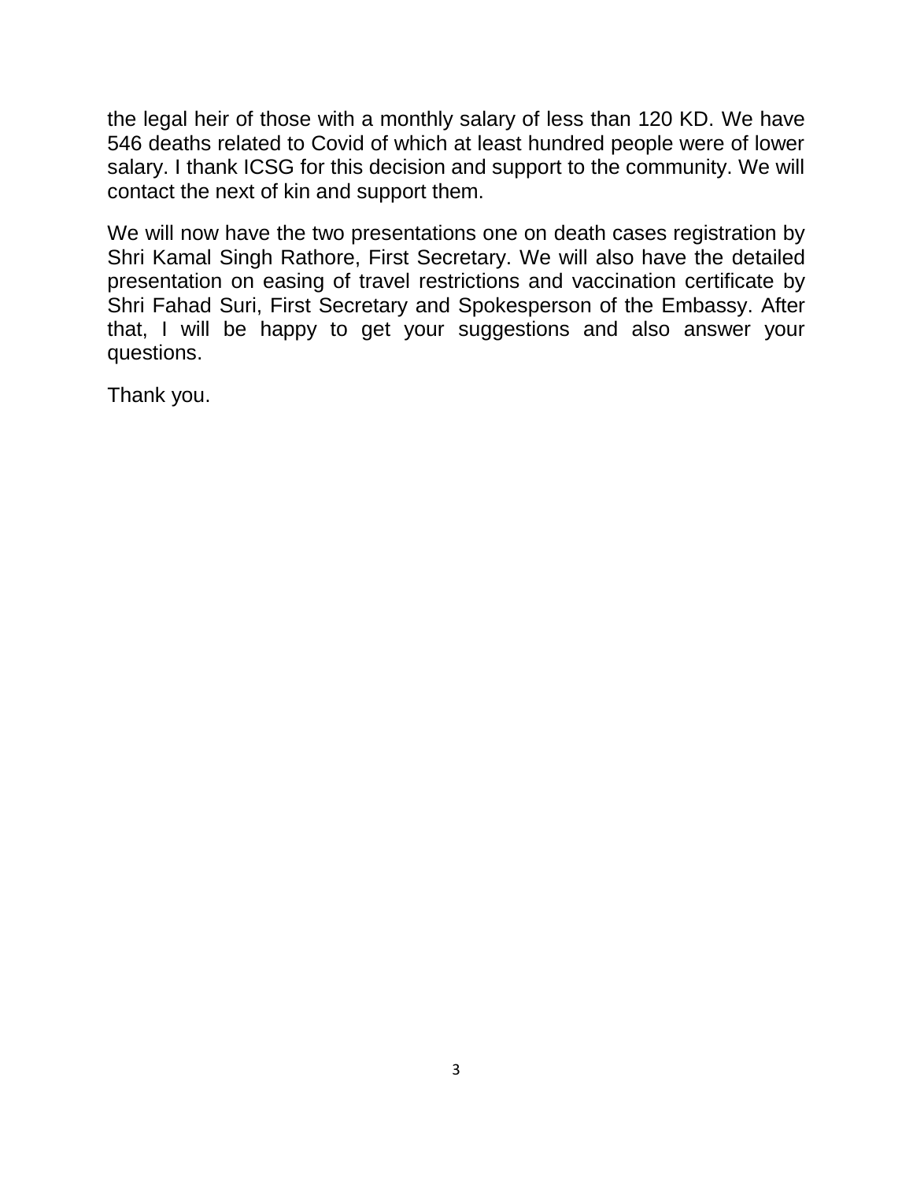the legal heir of those with a monthly salary of less than 120 KD. We have 546 deaths related to Covid of which at least hundred people were of lower salary. I thank ICSG for this decision and support to the community. We will contact the next of kin and support them.

We will now have the two presentations one on death cases registration by Shri Kamal Singh Rathore, First Secretary. We will also have the detailed presentation on easing of travel restrictions and vaccination certificate by Shri Fahad Suri, First Secretary and Spokesperson of the Embassy. After that, I will be happy to get your suggestions and also answer your questions.

Thank you.